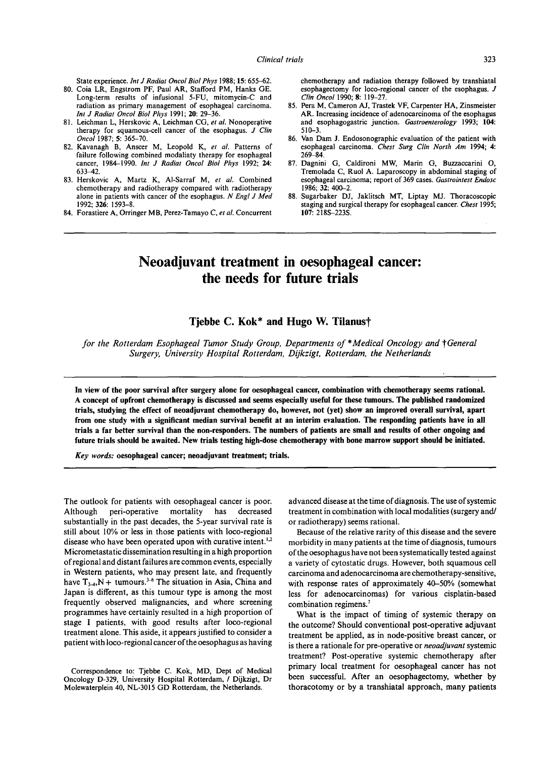State experience. *Int J Radiat Oncol Biol Phys* 1988; **15**: 655–62.

80. Coia LR, Engstrom PF, Paul AR, Stafford PM, Hanks GE. Long-term results of infusional 5-FU, mitomycin-C and radiation as primary management of esophageal carcinoma. *Int J Radiat Oncol Biol Phys* 1991; **20**: 29–36.
81. Leichman L, Herskovic A, Leichman CG, *et al.* Nonoperative therapy for squamous-cell cancer of the esophagus. *J Clin Oncol* 1987; **5**: 365–70.
82. Kavanagh B, Anscer M, Leopold K, *et al.* Patterns of failure following combined modaliaty therapy for esophageal cancer, 1984–1990. *Int J Radiat Oncol Biol Phys* 1992; **24**: 633–42.
83. Herskovic A, Martz K, Al-Sarraf M, *et al.* Combined chemotherapy and radiotherapy compared with radiotherapy alone in patients with cancer of the esophagus. *N Engl J Med* 1992; **326**: 1593–8.
84. Forastiere A, Orringer MB, Perez-Tamayo C, *et al.* Concurrent chemotherapy and radiation therapy followed by transhiatal esophagectomy for loco-regional cancer of the esophagus. *J Clin Oncol* 1990; **8**: 119–27.
85. Pera M, Cameron AJ, Trastek VF, Carpenter HA, Zinsmeister AR. Increasing incidence of adenocarcinoma of the esophagus and esophagogastric junction. *Gastroenterology* 1993; **104**: 510–3.
86. Van Dam J. Endosonographic evaluation of the patient with esophageal carcinoma. *Chest Surg Clin North Am* 1994; **4**: 269–84.
87. Dagnini G, Caldironi MW, Marin G, Buzzaccarini O, Tremolada C, Ruol A. Laparoscopy in abdominal staging of esophageal carcinoma; report of 369 cases. *Gastrointest Endosc* 1986; **32**: 400–2.
88. Sugarbaker DJ, Jaklitsch MT, Liptay MJ. Thoracoscopic staging and surgical therapy for esophageal cancer. *Chest* 1995; **107**: 218S–223S.

# Neoadjuvant treatment in oesophageal cancer: the needs for future trials

**Tjebbe C. Kok\* and Hugo W. Tilanus†**

*for the Rotterdam Esophageal Tumor Study Group, Departments of \*Medical Oncology and †General Surgery, University Hospital Rotterdam, Dijkzigt, Rotterdam, the Netherlands*

**In view of the poor survival after surgery alone for oesophageal cancer, combination with chemotherapy seems rational. A concept of upfront chemotherapy is discussed and seems especially useful for these tumours. The published randomized trials, studying the effect of neoadjuvant chemotherapy do, however, not (yet) show an improved overall survival, apart from one study with a significant median survival benefit at an interim evaluation. The responding patients have in all trials a far better survival than the non-responders. The numbers of patients are small and results of other ongoing and future trials should be awaited. New trials testing high-dose chemotherapy with bone marrow support should be initiated.**

*Key words:* **oesophageal cancer; neoadjuvant treatment; trials.**

The outlook for patients with oesophageal cancer is poor. Although peri-operative mortality has decreased substantially in the past decades, the 5-year survival rate is still about 10% or less in those patients with loco-regional disease who have been operated upon with curative intent.[1,2] Micrometastatic dissemination resulting in a high proportion of regional and distant failures are common events, especially in Western patients, who may present late, and frequently have $T_{3-4}$,N+ tumours.[3–6] The situation in Asia, China and Japan is different, as this tumour type is among the most frequently observed malignancies, and where screening programmes have certainly resulted in a high proportion of stage I patients, with good results after loco-regional treatment alone. This aside, it appears justified to consider a patient with loco-regional cancer of the oesophagus as having advanced disease at the time of diagnosis. The use of systemic treatment in combination with local modalities (surgery and/or radiotherapy) seems rational.

Because of the relative rarity of this disease and the severe morbidity in many patients at the time of diagnosis, tumours of the oesophagus have not been systematically tested against a variety of cytostatic drugs. However, both squamous cell carcinoma and adenocarcinoma are chemotherapy-sensitive, with response rates of approximately 40–50% (somewhat less for adenocarcinomas) for various cisplatin-based combination regimens.[7]

What is the impact of timing of systemic therapy on the outcome? Should conventional post-operative adjuvant treatment be applied, as in node-positive breast cancer, or is there a rationale for pre-operative or *neoadjuvant* systemic treatment? Post-operative systemic chemotherapy after primary local treatment for oesophageal cancer has not been successful. After an oesophagectomy, whether by thoracotomy or by a transhiatal approach, many patients

Correspondence to: Tjebbe C. Kok, MD, Dept of Medical Oncology D-329, University Hospital Rotterdam, / Dijkzigt, Dr Molewaterplein 40, NL-3015 GD Rotterdam, the Netherlands.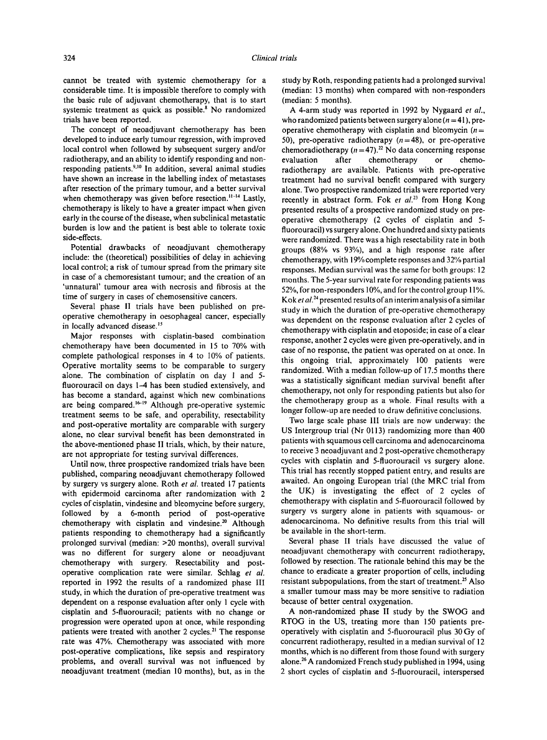cannot be treated with systemic chemotherapy for a considerable time. It is impossible therefore to comply with the basic rule of adjuvant chemotherapy, that is to start systemic treatment as quick as possible.[8] No randomized trials have been reported.

The concept of neoadjuvant chemotherapy has been developed to induce early tumour regression, with improved local control when followed by subsequent surgery and/or radiotherapy, and an ability to identify responding and non-responding patients.[9,10] In addition, several animal studies have shown an increase in the labelling index of metastases after resection of the primary tumour, and a better survival when chemotherapy was given before resection.[11-14] Lastly, chemotherapy is likely to have a greater impact when given early in the course of the disease, when subclinical metastatic burden is low and the patient is best able to tolerate toxic side-effects.

Potential drawbacks of neoadjuvant chemotherapy include: the (theoretical) possibilities of delay in achieving local control; a risk of tumour spread from the primary site in case of a chemoresistant tumour; and the creation of an 'unnatural' tumour area with necrosis and fibrosis at the time of surgery in cases of chemosensitive cancers.

Several phase II trials have been published on pre-operative chemotherapy in oesophageal cancer, especially in locally advanced disease.[15]

Major responses with cisplatin-based combination chemotherapy have been documented in 15 to 70% with complete pathological responses in 4 to 10% of patients. Operative mortality seems to be comparable to surgery alone. The combination of cisplatin on day 1 and 5-fluorouracil on days 1–4 has been studied extensively, and has become a standard, against which new combinations are being compared.[16-19] Although pre-operative systemic treatment seems to be safe, and operability, resectability and post-operative mortality are comparable with surgery alone, no clear survival benefit has been demonstrated in the above-mentioned phase II trials, which, by their nature, are not appropriate for testing survival differences.

Until now, three prospective randomized trials have been published, comparing neoadjuvant chemotherapy followed by surgery vs surgery alone. Roth *et al.* treated 17 patients with epidermoid carcinoma after randomization with 2 cycles of cisplatin, vindesine and bleomycine before surgery, followed by a 6-month period of post-operative chemotherapy with cisplatin and vindesine.[20] Although patients responding to chemotherapy had a significantly prolonged survival (median: >20 months), overall survival was no different for surgery alone or neoadjuvant chemotherapy with surgery. Resectability and post-operative complication rate were similar. Schlag *et al.* reported in 1992 the results of a randomized phase III study, in which the duration of pre-operative treatment was dependent on a response evaluation after only 1 cycle with cisplatin and 5-fluorouracil; patients with no change or progression were operated upon at once, while responding patients were treated with another 2 cycles.[21] The response rate was 47%. Chemotherapy was associated with more post-operative complications, like sepsis and respiratory problems, and overall survival was not influenced by neoadjuvant treatment (median 10 months), but, as in the study by Roth, responding patients had a prolonged survival (median: 13 months) when compared with non-responders (median: 5 months).

A 4-arm study was reported in 1992 by Nygaard *et al.*, who randomized patients between surgery alone ($n = 41$), pre-operative chemotherapy with cisplatin and bleomycin ($n = 50$), pre-operative radiotherapy ($n = 48$), or pre-operative chemoradiotherapy ($n = 47$).[22] No data concerning response evaluation after chemotherapy or chemo-radiotherapy are available. Patients with pre-operative treatment had no survival benefit compared with surgery alone. Two prospective randomized trials were reported very recently in abstract form. Fok *et al.*[23] from Hong Kong presented results of a prospective randomized study on pre-operative chemotherapy (2 cycles of cisplatin and 5-fluorouracil) vs surgery alone. One hundred and sixty patients were randomized. There was a high resectability rate in both groups (88% vs 93%), and a high response rate after chemotherapy, with 19% complete responses and 32% partial responses. Median survival was the same for both groups: 12 months. The 5-year survival rate for responding patients was 52%, for non-responders 10%, and for the control group 11%. Kok *et al.*[24] presented results of an interim analysis of a similar study in which the duration of pre-operative chemotherapy was dependent on the response evaluation after 2 cycles of chemotherapy with cisplatin and etoposide; in case of a clear response, another 2 cycles were given pre-operatively, and in case of no response, the patient was operated on at once. In this ongoing trial, approximately 100 patients were randomized. With a median follow-up of 17.5 months there was a statistically significant median survival benefit after chemotherapy, not only for responding patients but also for the chemotherapy group as a whole. Final results with a longer follow-up are needed to draw definitive conclusions.

Two large scale phase III trials are now underway: the US Intergroup trial (Nr 0113) randomizing more than 400 patients with squamous cell carcinoma and adenocarcinoma to receive 3 neoadjuvant and 2 post-operative chemotherapy cycles with cisplatin and 5-fluorouracil vs surgery alone. This trial has recently stopped patient entry, and results are awaited. An ongoing European trial (the MRC trial from the UK) is investigating the effect of 2 cycles of chemotherapy with cisplatin and 5-fluorouracil followed by surgery vs surgery alone in patients with squamous- or adenocarcinoma. No definitive results from this trial will be available in the short-term.

Several phase II trials have discussed the value of neoadjuvant chemotherapy with concurrent radiotherapy, followed by resection. The rationale behind this may be the chance to eradicate a greater proportion of cells, including resistant subpopulations, from the start of treatment.[25] Also a smaller tumour mass may be more sensitive to radiation because of better central oxygenation.

A non-randomized phase II study by the SWOG and RTOG in the US, treating more than 150 patients pre-operatively with cisplatin and 5-fluorouracil plus 30 Gy of concurrent radiotherapy, resulted in a median survival of 12 months, which is no different from those found with surgery alone.[26] A randomized French study published in 1994, using 2 short cycles of cisplatin and 5-fluorouracil, interspersed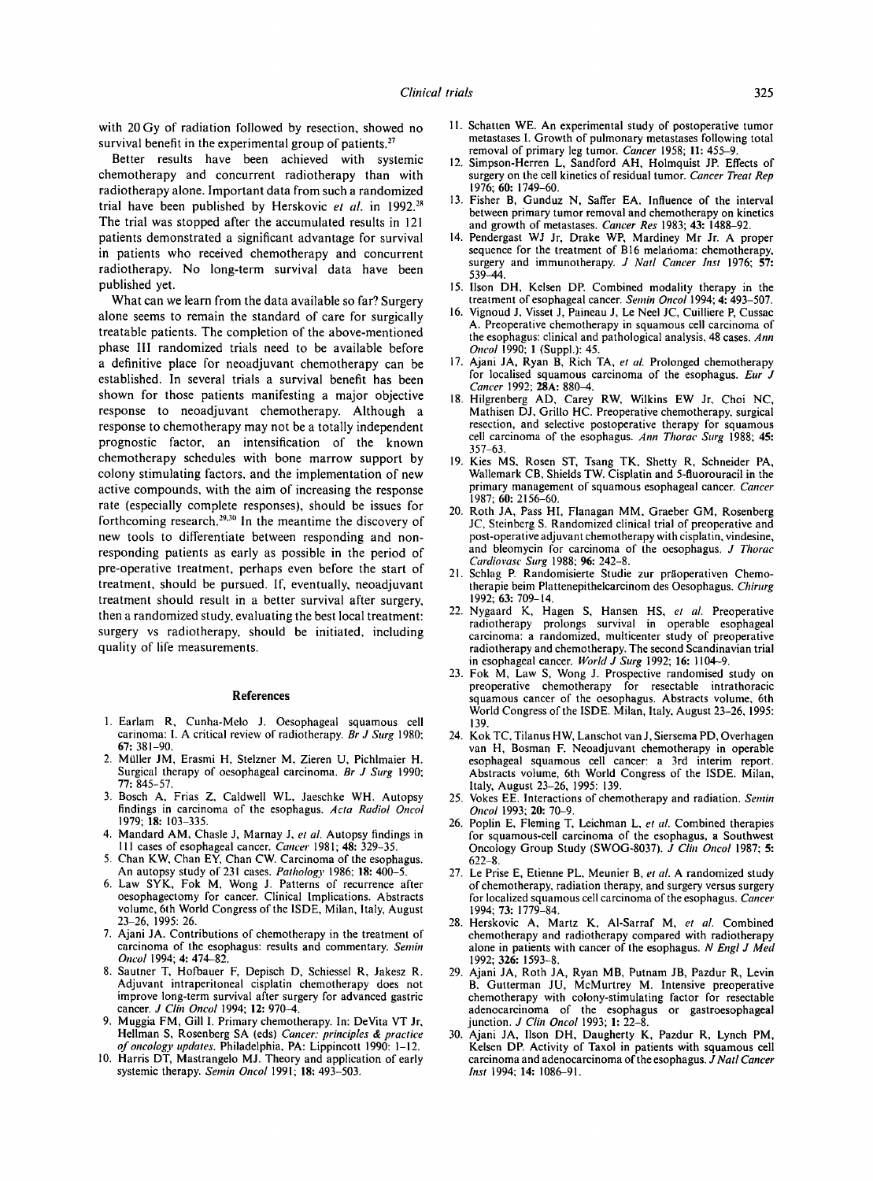with 20 Gy of radiation followed by resection, showed no survival benefit in the experimental group of patients.[27]

Better results have been achieved with systemic chemotherapy and concurrent radiotherapy than with radiotherapy alone. Important data from such a randomized trial have been published by Herskovic *et al.* in 1992.[28] The trial was stopped after the accumulated results in 121 patients demonstrated a significant advantage for survival in patients who received chemotherapy and concurrent radiotherapy. No long-term survival data have been published yet.

What can we learn from the data available so far? Surgery alone seems to remain the standard of care for surgically treatable patients. The completion of the above-mentioned phase III randomized trials need to be available before a definitive place for neoadjuvant chemotherapy can be established. In several trials a survival benefit has been shown for those patients manifesting a major objective response to neoadjuvant chemotherapy. Although a response to chemotherapy may not be a totally independent prognostic factor, an intensification of the known chemotherapy schedules with bone marrow support by colony stimulating factors, and the implementation of new active compounds, with the aim of increasing the response rate (especially complete responses), should be issues for forthcoming research.[29,30] In the meantime the discovery of new tools to differentiate between responding and non-responding patients as early as possible in the period of pre-operative treatment, perhaps even before the start of treatment, should be pursued. If, eventually, neoadjuvant treatment should result in a better survival after surgery, then a randomized study, evaluating the best local treatment: surgery vs radiotherapy, should be initiated, including quality of life measurements.

## References

1. Earlam R, Cunha-Melo J. Oesophageal squamous cell carinoma: I. A critical review of radiotherapy. *Br J Surg* 1980; **67:** 381–90.
2. Müller JM, Erasmi H, Stelzner M, Zieren U, Pichlmaier H. Surgical therapy of oesophageal carcinoma. *Br J Surg* 1990; **77:** 845–57.
3. Bosch A, Frias Z, Caldwell WL, Jaeschke WH. Autopsy findings in carcinoma of the esophagus. *Acta Radiol Oncol* 1979; **18:** 103–335.
4. Mandard AM, Chasle J, Marnay J, *et al.* Autopsy findings in 111 cases of esophageal cancer. *Cancer* 1981; **48:** 329–35.
5. Chan KW, Chan EY, Chan CW. Carcinoma of the esophagus. An autopsy study of 231 cases. *Pathology* 1986; **18:** 400–5.
6. Law SYK, Fok M, Wong J. Patterns of recurrence after oesophagectomy for cancer. Clinical Implications. Abstracts volume, 6th World Congress of the ISDE, Milan, Italy, August 23–26, 1995: 26.
7. Ajani JA. Contributions of chemotherapy in the treatment of carcinoma of the esophagus: results and commentary. *Semin Oncol* 1994; **4:** 474–82.
8. Sautner T, Hofbauer F, Depisch D, Schiessel R, Jakesz R. Adjuvant intraperitoneal cisplatin chemotherapy does not improve long-term survival after surgery for advanced gastric cancer. *J Clin Oncol* 1994; **12:** 970–4.
9. Muggia FM, Gill I. Primary chemotherapy. In: DeVita VT Jr, Hellman S, Rosenberg SA (eds) *Cancer: principles & practice of oncology updates.* Philadelphia, PA: Lippincott 1990: 1–12.
10. Harris DT, Mastrangelo MJ. Theory and application of early systemic therapy. *Semin Oncol* 1991; **18:** 493–503.
11. Schatten WE. An experimental study of postoperative tumor metastases I. Growth of pulmonary metastases following total removal of primary leg tumor. *Cancer* 1958; **11:** 455–9.
12. Simpson-Herren L, Sandford AH, Holmquist JP. Effects of surgery on the cell kinetics of residual tumor. *Cancer Treat Rep* 1976; **60:** 1749–60.
13. Fisher B, Gunduz N, Saffer EA. Influence of the interval between primary tumor removal and chemotherapy on kinetics and growth of metastases. *Cancer Res* 1983; **43:** 1488–92.
14. Pendergast WJ Jr, Drake WP, Mardiney Mr Jr. A proper sequence for the treatment of B16 melanoma: chemotherapy, surgery and immunotherapy. *J Natl Cancer Inst* 1976; **57:** 539–44.
15. Ilson DH, Kelsen DP. Combined modality therapy in the treatment of esophageal cancer. *Semin Oncol* 1994; **4:** 493–507.
16. Vignoud J, Visset J, Paineau J, Le Neel JC, Cuilliere P, Cussac A. Preoperative chemotherapy in squamous cell carcinoma of the esophagus: clinical and pathological analysis, 48 cases. *Ann Oncol* 1990; **1** (Suppl.): 45.
17. Ajani JA, Ryan B, Rich TA, *et al.* Prolonged chemotherapy for localised squamous carcinoma of the esophagus. *Eur J Cancer* 1992; **28A:** 880–4.
18. Hilgrenberg AD, Carey RW, Wilkins EW Jr, Choi NC, Mathisen DJ, Grillo HC. Preoperative chemotherapy, surgical resection, and selective postoperative therapy for squamous cell carcinoma of the esophagus. *Ann Thorac Surg* 1988; **45:** 357–63.
19. Kies MS, Rosen ST, Tsang TK, Shetty R, Schneider PA, Wallemark CB, Shields TW. Cisplatin and 5-fluorouracil in the primary management of squamous esophageal cancer. *Cancer* 1987; **60:** 2156–60.
20. Roth JA, Pass HI, Flanagan MM, Graeber GM, Rosenberg JC, Steinberg S. Randomized clinical trial of preoperative and post-operative adjuvant chemotherapy with cisplatin, vindesine, and bleomycin for carcinoma of the oesophagus. *J Thorac Cardiovasc Surg* 1988; **96:** 242–8.
21. Schlag P. Randomisierte Studie zur präoperativen Chemotherapie beim Plattenepithelcarcinom des Oesophagus. *Chirurg* 1992; **63:** 709–14.
22. Nygaard K, Hagen S, Hansen HS, *et al.* Preoperative radiotherapy prolongs survival in operable esophageal carcinoma: a randomized, multicenter study of preoperative radiotherapy and chemotherapy. The second Scandinavian trial in esophageal cancer. *World J Surg* 1992; **16:** 1104–9.
23. Fok M, Law S, Wong J. Prospective randomised study on preoperative chemotherapy for resectable intrathoracic squamous cancer of the oesophagus. Abstracts volume, 6th World Congress of the ISDE. Milan, Italy, August 23–26, 1995: 139.
24. Kok TC, Tilanus HW, Lanschot van J, Siersema PD, Overhagen van H, Bosman F. Neoadjuvant chemotherapy in operable esophageal squamous cell cancer: a 3rd interim report. Abstracts volume, 6th World Congress of the ISDE. Milan, Italy, August 23–26, 1995: 139.
25. Vokes EE. Interactions of chemotherapy and radiation. *Semin Oncol* 1993; **20:** 70–9.
26. Poplin E, Fleming T, Leichman L, *et al.* Combined therapies for squamous-cell carcinoma of the esophagus, a Southwest Oncology Group Study (SWOG-8037). *J Clin Oncol* 1987; **5:** 622–8.
27. Le Prise E, Etienne PL, Meunier B, *et al.* A randomized study of chemotherapy, radiation therapy, and surgery versus surgery for localized squamous cell carcinoma of the esophagus. *Cancer* 1994; **73:** 1779–84.
28. Herskovic A, Martz K, Al-Sarraf M, *et al.* Combined chemotherapy and radiotherapy compared with radiotherapy alone in patients with cancer of the esophagus. *N Engl J Med* 1992; **326:** 1593–8.
29. Ajani JA, Roth JA, Ryan MB, Putnam JB, Pazdur R, Levin B, Gutterman JU, McMurtrey M. Intensive preoperative chemotherapy with colony-stimulating factor for resectable adenocarcinoma of the esophagus or gastroesophageal junction. *J Clin Oncol* 1993; **1:** 22–8.
30. Ajani JA, Ilson DH, Daugherty K, Pazdur R, Lynch PM, Kelsen DP. Activity of Taxol in patients with squamous cell carcinoma and adenocarcinoma of the esophagus. *J Natl Cancer Inst* 1994; **14:** 1086–91.